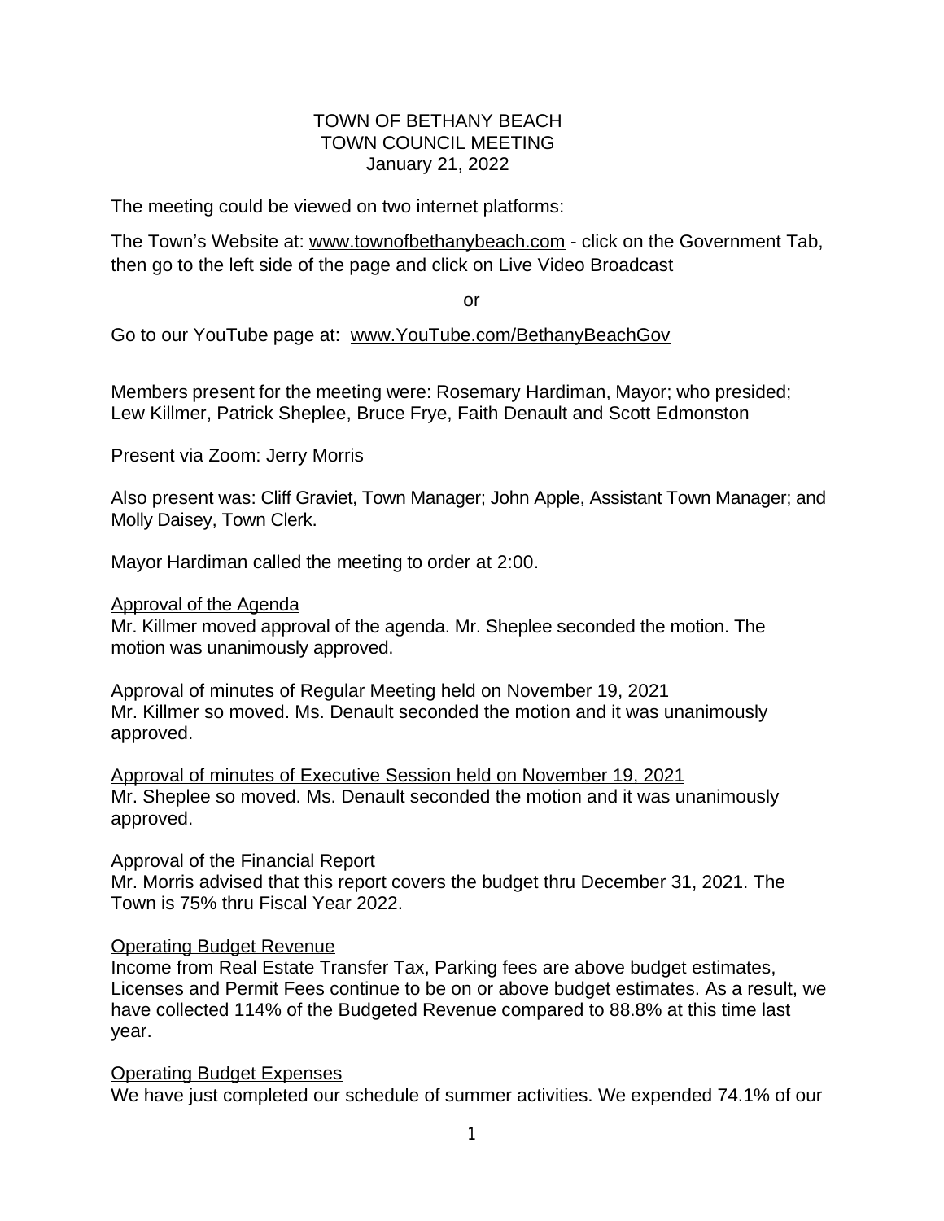TOWN OF BETHANY BEACH
TOWN COUNCIL MEETING
January 21, 2022

The meeting could be viewed on two internet platforms:

The Town's Website at: www.townofbethanybeach.com - click on the Government Tab, then go to the left side of the page and click on Live Video Broadcast

or

Go to our YouTube page at: www.YouTube.com/BethanyBeachGov

Members present for the meeting were: Rosemary Hardiman, Mayor; who presided; Lew Killmer, Patrick Sheplee, Bruce Frye, Faith Denault and Scott Edmonston

Present via Zoom: Jerry Morris

Also present was: Cliff Graviet, Town Manager; John Apple, Assistant Town Manager; and Molly Daisey, Town Clerk.

Mayor Hardiman called the meeting to order at 2:00.

Approval of the Agenda
Mr. Killmer moved approval of the agenda. Mr. Sheplee seconded the motion. The motion was unanimously approved.

Approval of minutes of Regular Meeting held on November 19, 2021
Mr. Killmer so moved. Ms. Denault seconded the motion and it was unanimously approved.

Approval of minutes of Executive Session held on November 19, 2021
Mr. Sheplee so moved. Ms. Denault seconded the motion and it was unanimously approved.

Approval of the Financial Report
Mr. Morris advised that this report covers the budget thru December 31, 2021. The Town is 75% thru Fiscal Year 2022.

Operating Budget Revenue
Income from Real Estate Transfer Tax, Parking fees are above budget estimates, Licenses and Permit Fees continue to be on or above budget estimates. As a result, we have collected 114% of the Budgeted Revenue compared to 88.8% at this time last year.

Operating Budget Expenses
We have just completed our schedule of summer activities. We expended 74.1% of our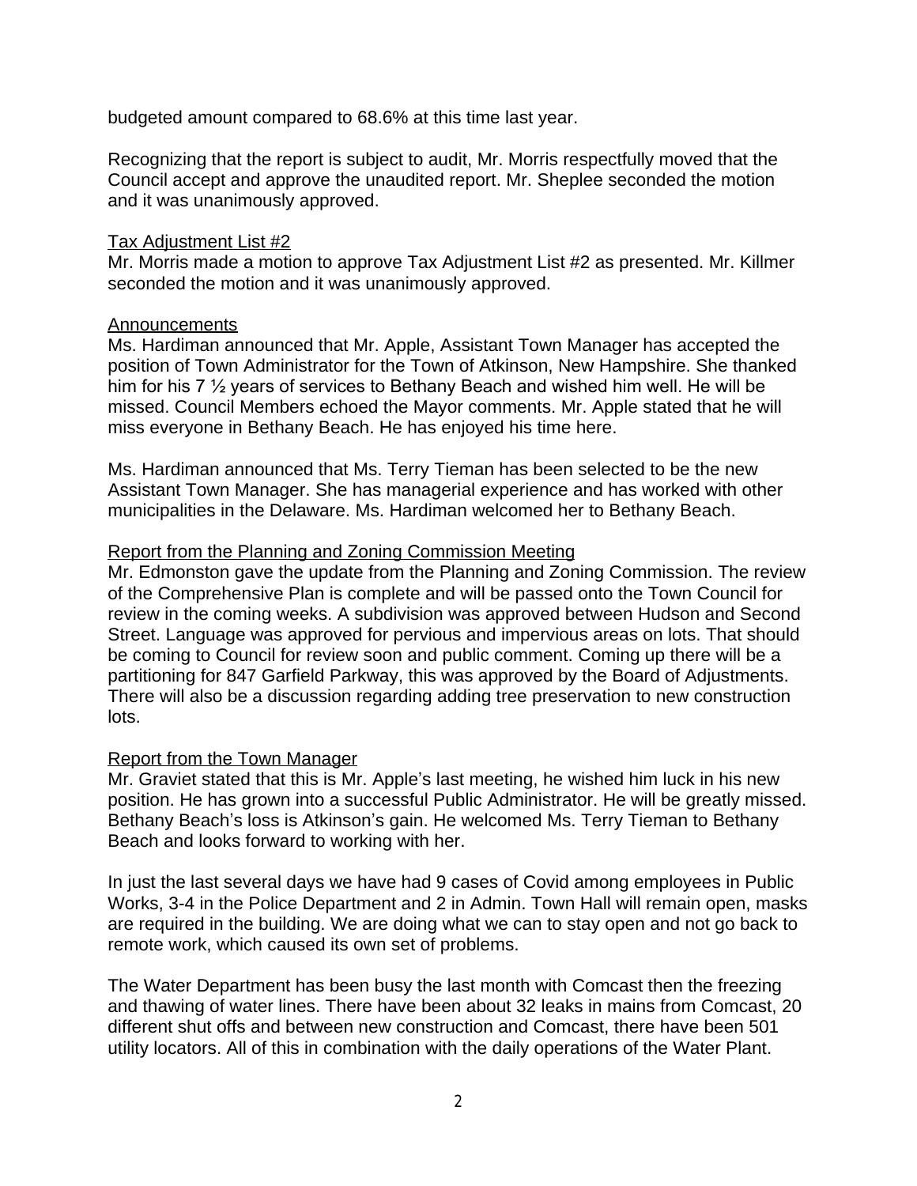budgeted amount compared to 68.6% at this time last year.

Recognizing that the report is subject to audit, Mr. Morris respectfully moved that the Council accept and approve the unaudited report. Mr. Sheplee seconded the motion and it was unanimously approved.

<u>Tax Adjustment List #2</u>

Mr. Morris made a motion to approve Tax Adjustment List #2 as presented. Mr. Killmer seconded the motion and it was unanimously approved.

<u>Announcements</u>

Ms. Hardiman announced that Mr. Apple, Assistant Town Manager has accepted the position of Town Administrator for the Town of Atkinson, New Hampshire. She thanked him for his 7 ½ years of services to Bethany Beach and wished him well. He will be missed. Council Members echoed the Mayor comments. Mr. Apple stated that he will miss everyone in Bethany Beach. He has enjoyed his time here.

Ms. Hardiman announced that Ms. Terry Tieman has been selected to be the new Assistant Town Manager. She has managerial experience and has worked with other municipalities in the Delaware. Ms. Hardiman welcomed her to Bethany Beach.

<u>Report from the Planning and Zoning Commission Meeting</u>

Mr. Edmonston gave the update from the Planning and Zoning Commission. The review of the Comprehensive Plan is complete and will be passed onto the Town Council for review in the coming weeks. A subdivision was approved between Hudson and Second Street. Language was approved for pervious and impervious areas on lots. That should be coming to Council for review soon and public comment. Coming up there will be a partitioning for 847 Garfield Parkway, this was approved by the Board of Adjustments. There will also be a discussion regarding adding tree preservation to new construction lots.

<u>Report from the Town Manager</u>

Mr. Graviet stated that this is Mr. Apple's last meeting, he wished him luck in his new position. He has grown into a successful Public Administrator. He will be greatly missed. Bethany Beach's loss is Atkinson's gain. He welcomed Ms. Terry Tieman to Bethany Beach and looks forward to working with her.

In just the last several days we have had 9 cases of Covid among employees in Public Works, 3-4 in the Police Department and 2 in Admin. Town Hall will remain open, masks are required in the building. We are doing what we can to stay open and not go back to remote work, which caused its own set of problems.

The Water Department has been busy the last month with Comcast then the freezing and thawing of water lines. There have been about 32 leaks in mains from Comcast, 20 different shut offs and between new construction and Comcast, there have been 501 utility locators. All of this in combination with the daily operations of the Water Plant.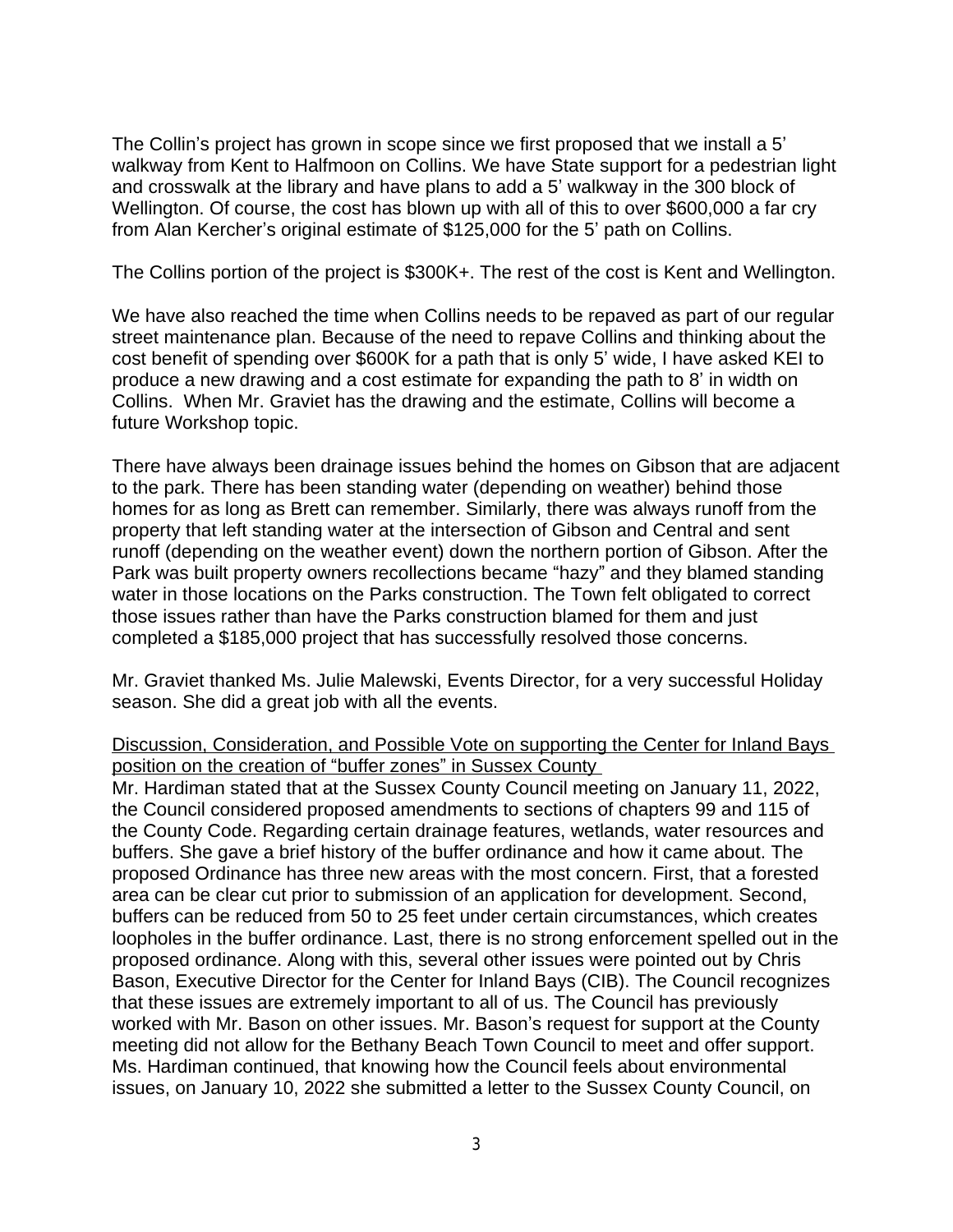The Collin's project has grown in scope since we first proposed that we install a 5' walkway from Kent to Halfmoon on Collins. We have State support for a pedestrian light and crosswalk at the library and have plans to add a 5' walkway in the 300 block of Wellington. Of course, the cost has blown up with all of this to over $600,000 a far cry from Alan Kercher's original estimate of $125,000 for the 5' path on Collins.

The Collins portion of the project is $300K+. The rest of the cost is Kent and Wellington.

We have also reached the time when Collins needs to be repaved as part of our regular street maintenance plan. Because of the need to repave Collins and thinking about the cost benefit of spending over $600K for a path that is only 5' wide, I have asked KEI to produce a new drawing and a cost estimate for expanding the path to 8' in width on Collins. When Mr. Graviet has the drawing and the estimate, Collins will become a future Workshop topic.

There have always been drainage issues behind the homes on Gibson that are adjacent to the park. There has been standing water (depending on weather) behind those homes for as long as Brett can remember. Similarly, there was always runoff from the property that left standing water at the intersection of Gibson and Central and sent runoff (depending on the weather event) down the northern portion of Gibson. After the Park was built property owners recollections became "hazy" and they blamed standing water in those locations on the Parks construction. The Town felt obligated to correct those issues rather than have the Parks construction blamed for them and just completed a $185,000 project that has successfully resolved those concerns.

Mr. Graviet thanked Ms. Julie Malewski, Events Director, for a very successful Holiday season. She did a great job with all the events.

<u>Discussion, Consideration, and Possible Vote on supporting the Center for Inland Bays position on the creation of "buffer zones" in Sussex County</u>

Mr. Hardiman stated that at the Sussex County Council meeting on January 11, 2022, the Council considered proposed amendments to sections of chapters 99 and 115 of the County Code. Regarding certain drainage features, wetlands, water resources and buffers. She gave a brief history of the buffer ordinance and how it came about. The proposed Ordinance has three new areas with the most concern. First, that a forested area can be clear cut prior to submission of an application for development. Second, buffers can be reduced from 50 to 25 feet under certain circumstances, which creates loopholes in the buffer ordinance. Last, there is no strong enforcement spelled out in the proposed ordinance. Along with this, several other issues were pointed out by Chris Bason, Executive Director for the Center for Inland Bays (CIB). The Council recognizes that these issues are extremely important to all of us. The Council has previously worked with Mr. Bason on other issues. Mr. Bason's request for support at the County meeting did not allow for the Bethany Beach Town Council to meet and offer support. Ms. Hardiman continued, that knowing how the Council feels about environmental issues, on January 10, 2022 she submitted a letter to the Sussex County Council, on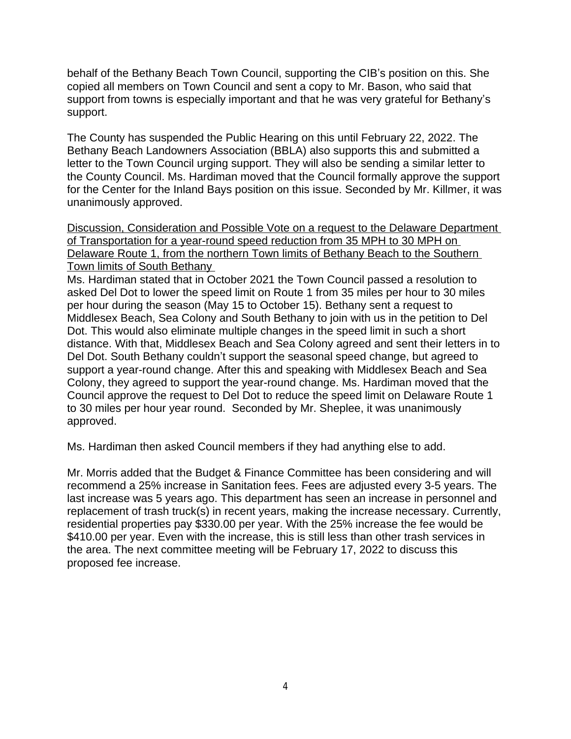behalf of the Bethany Beach Town Council, supporting the CIB's position on this. She copied all members on Town Council and sent a copy to Mr. Bason, who said that support from towns is especially important and that he was very grateful for Bethany's support.

The County has suspended the Public Hearing on this until February 22, 2022. The Bethany Beach Landowners Association (BBLA) also supports this and submitted a letter to the Town Council urging support. They will also be sending a similar letter to the County Council. Ms. Hardiman moved that the Council formally approve the support for the Center for the Inland Bays position on this issue. Seconded by Mr. Killmer, it was unanimously approved.

<u>Discussion, Consideration and Possible Vote on a request to the Delaware Department of Transportation for a year-round speed reduction from 35 MPH to 30 MPH on Delaware Route 1, from the northern Town limits of Bethany Beach to the Southern Town limits of South Bethany</u>

Ms. Hardiman stated that in October 2021 the Town Council passed a resolution to asked Del Dot to lower the speed limit on Route 1 from 35 miles per hour to 30 miles per hour during the season (May 15 to October 15). Bethany sent a request to Middlesex Beach, Sea Colony and South Bethany to join with us in the petition to Del Dot. This would also eliminate multiple changes in the speed limit in such a short distance. With that, Middlesex Beach and Sea Colony agreed and sent their letters in to Del Dot. South Bethany couldn't support the seasonal speed change, but agreed to support a year-round change. After this and speaking with Middlesex Beach and Sea Colony, they agreed to support the year-round change. Ms. Hardiman moved that the Council approve the request to Del Dot to reduce the speed limit on Delaware Route 1 to 30 miles per hour year round. Seconded by Mr. Sheplee, it was unanimously approved.

Ms. Hardiman then asked Council members if they had anything else to add.

Mr. Morris added that the Budget & Finance Committee has been considering and will recommend a 25% increase in Sanitation fees. Fees are adjusted every 3-5 years. The last increase was 5 years ago. This department has seen an increase in personnel and replacement of trash truck(s) in recent years, making the increase necessary. Currently, residential properties pay $330.00 per year. With the 25% increase the fee would be $410.00 per year. Even with the increase, this is still less than other trash services in the area. The next committee meeting will be February 17, 2022 to discuss this proposed fee increase.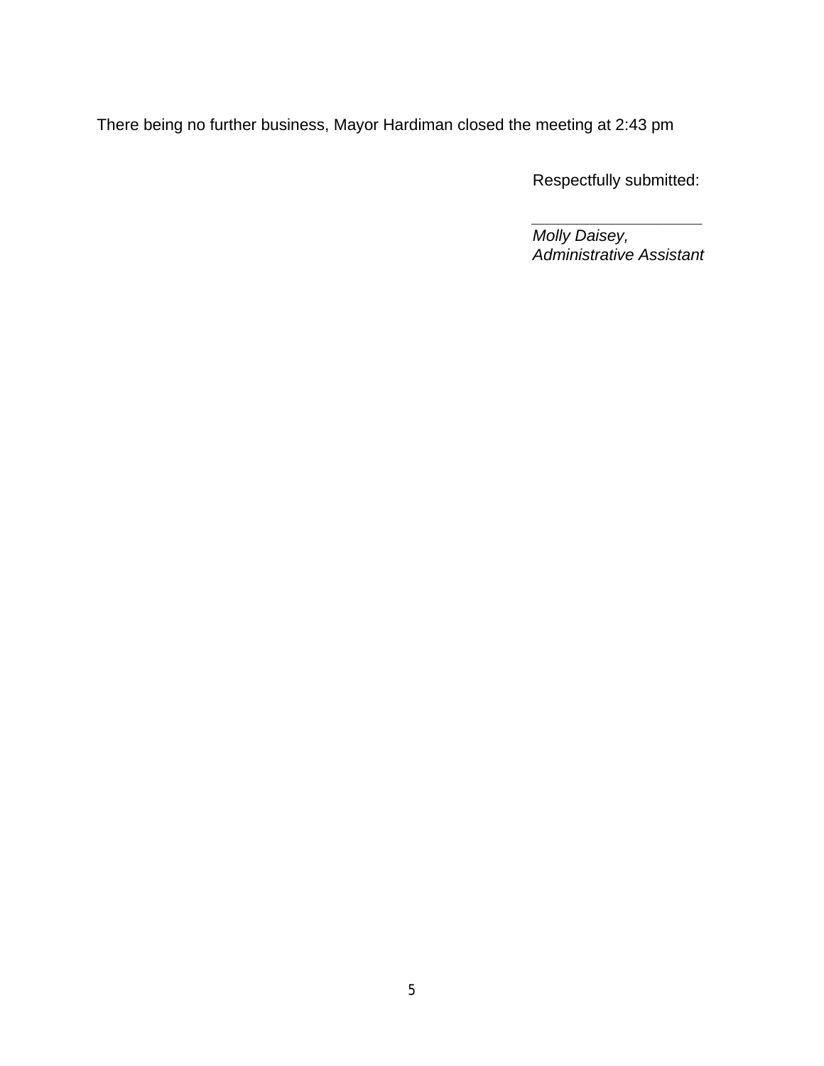There being no further business, Mayor Hardiman closed the meeting at 2:43 pm

Respectfully submitted:

____________________

*Molly Daisey,*
*Administrative Assistant*